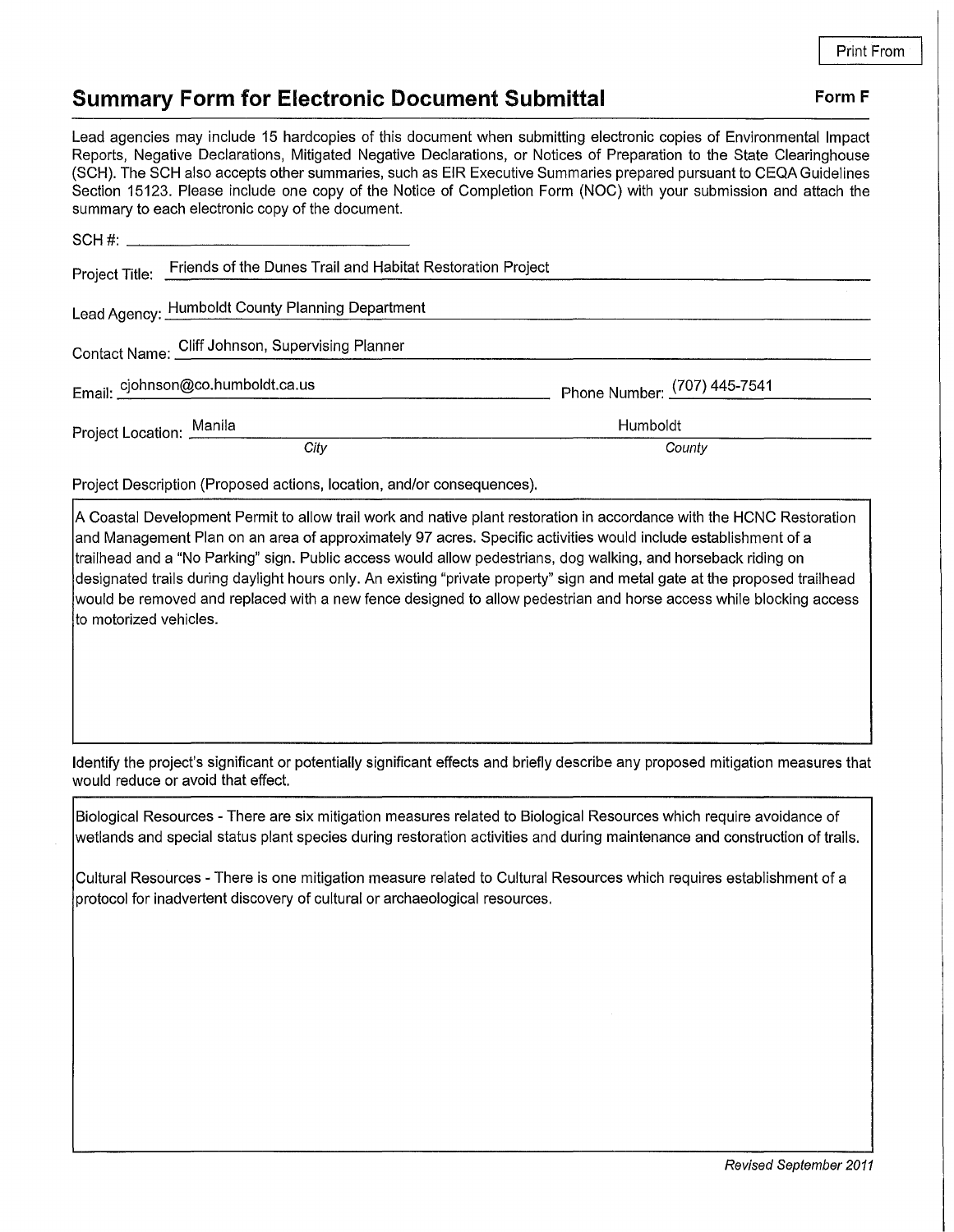Print From

# Summary Form for Electronic Document Submittal

**Form F**

Lead agencies may include 15 hardcopies of this document when submitting electronic copies of Environmental Impact Reports, Negative Declarations, Mitigated Negative Declarations, or Notices of Preparation to the State Clearinghouse (SCH). The SCH also accepts other summaries, such as EIR Executive Summaries prepared pursuant to CEQA Guidelines Section 15123. Please include one copy of the Notice of Completion Form (NOC) with your submission and attach the summary to each electronic copy of the document.

SCH #: ______________________

Project Title: Friends of the Dunes Trail and Habitat Restoration Project

Lead Agency: Humboldt County Planning Department

Contact Name: Cliff Johnson, Supervising Planner

Email: cjohnson@co.humboldt.ca.us

Phone Number: (707) 445-7541

Project Location: Manila (*City*), Humboldt (*County*)

Project Description (Proposed actions, location, and/or consequences).

A Coastal Development Permit to allow trail work and native plant restoration in accordance with the HCNC Restoration and Management Plan on an area of approximately 97 acres. Specific activities would include establishment of a trailhead and a "No Parking" sign. Public access would allow pedestrians, dog walking, and horseback riding on designated trails during daylight hours only. An existing "private property" sign and metal gate at the proposed trailhead would be removed and replaced with a new fence designed to allow pedestrian and horse access while blocking access to motorized vehicles.

Identify the project's significant or potentially significant effects and briefly describe any proposed mitigation measures that would reduce or avoid that effect.

Biological Resources - There are six mitigation measures related to Biological Resources which require avoidance of wetlands and special status plant species during restoration activities and during maintenance and construction of trails.

Cultural Resources - There is one mitigation measure related to Cultural Resources which requires establishment of a protocol for inadvertent discovery of cultural or archaeological resources.

*Revised September 2011*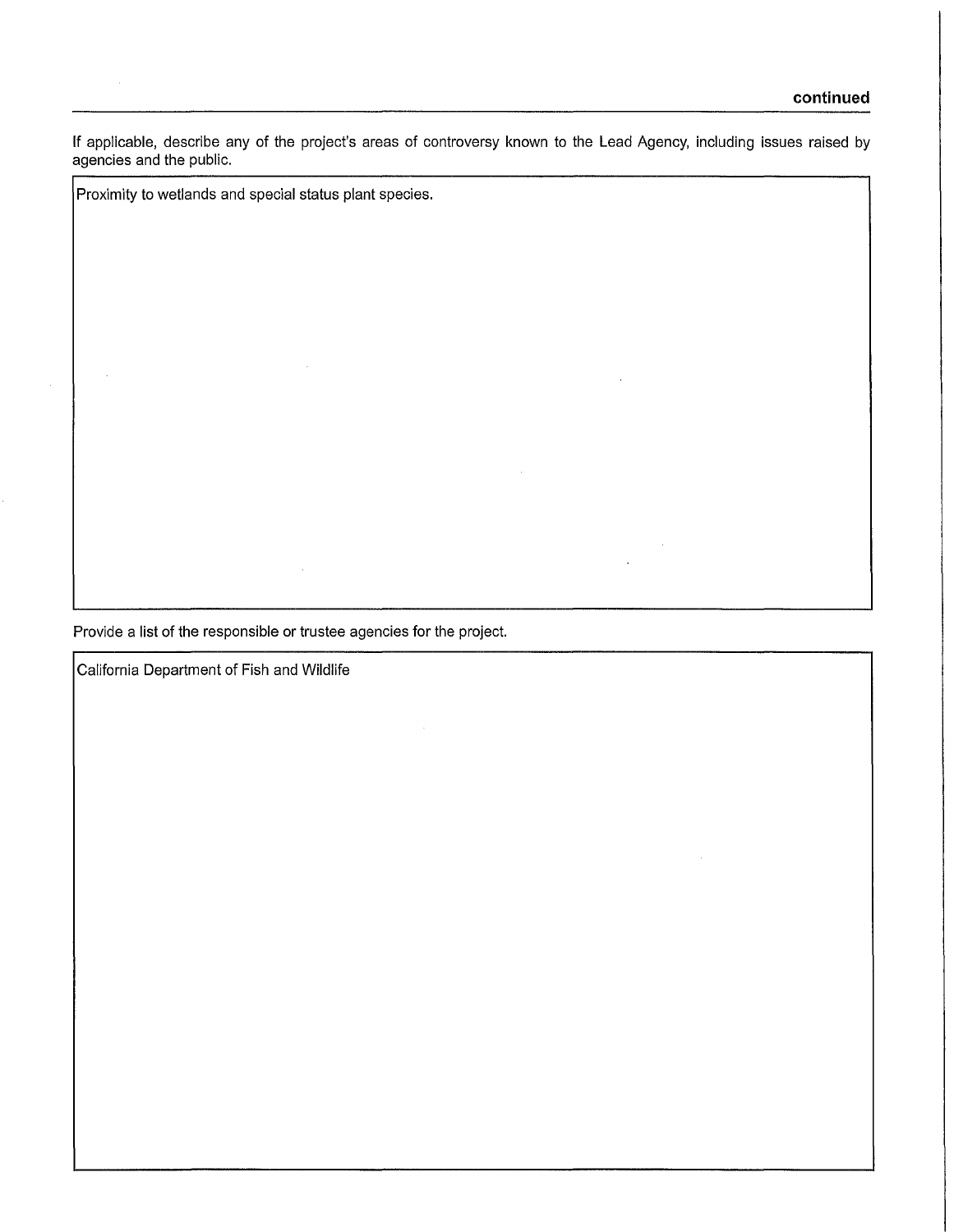**continued**

If applicable, describe any of the project's areas of controversy known to the Lead Agency, including issues raised by agencies and the public.

Proximity to wetlands and special status plant species.

Provide a list of the responsible or trustee agencies for the project.

California Department of Fish and Wildlife